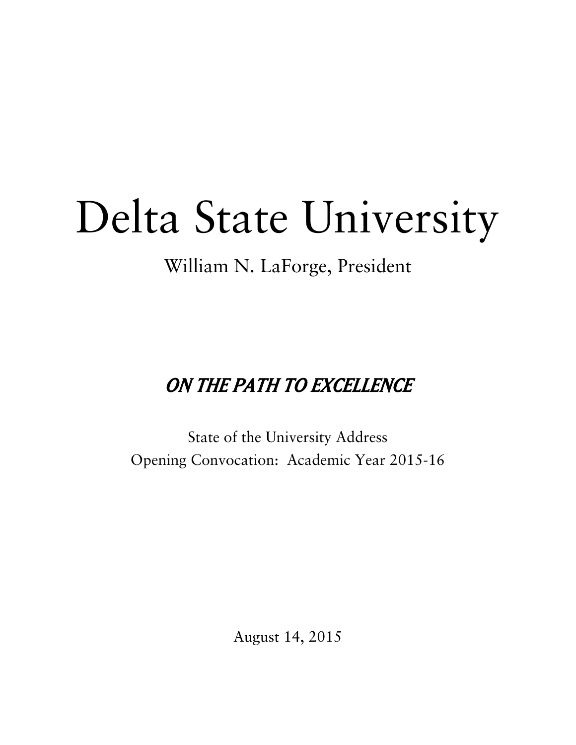# Delta State University

William N. LaForge, President

## *ON THE PATH TO EXCELLENCE*

State of the University Address
Opening Convocation: Academic Year 2015-16

August 14, 2015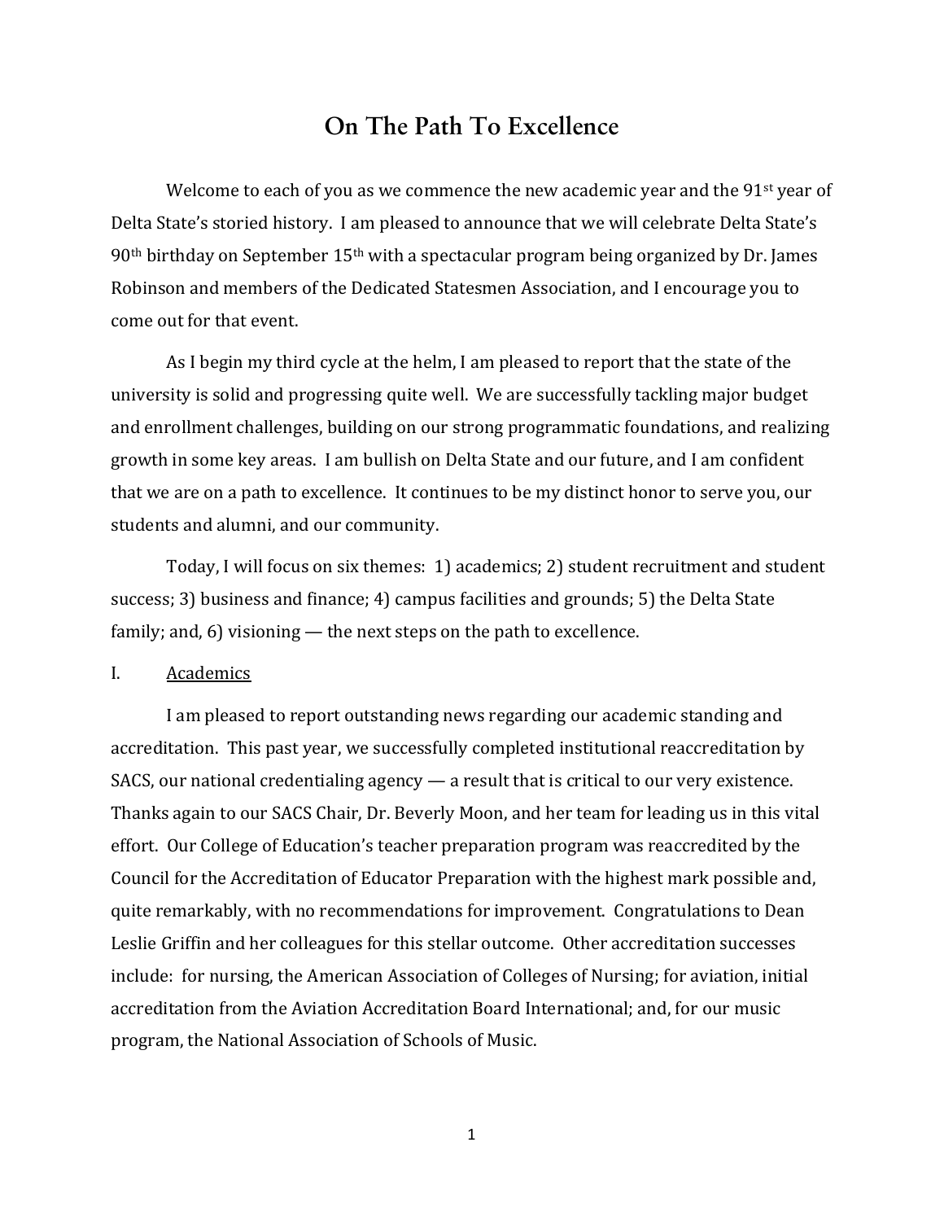# On The Path To Excellence

Welcome to each of you as we commence the new academic year and the 91st year of Delta State's storied history. I am pleased to announce that we will celebrate Delta State's 90th birthday on September 15th with a spectacular program being organized by Dr. James Robinson and members of the Dedicated Statesmen Association, and I encourage you to come out for that event.

As I begin my third cycle at the helm, I am pleased to report that the state of the university is solid and progressing quite well. We are successfully tackling major budget and enrollment challenges, building on our strong programmatic foundations, and realizing growth in some key areas. I am bullish on Delta State and our future, and I am confident that we are on a path to excellence. It continues to be my distinct honor to serve you, our students and alumni, and our community.

Today, I will focus on six themes: 1) academics; 2) student recruitment and student success; 3) business and finance; 4) campus facilities and grounds; 5) the Delta State family; and, 6) visioning — the next steps on the path to excellence.

## I. Academics

I am pleased to report outstanding news regarding our academic standing and accreditation. This past year, we successfully completed institutional reaccreditation by SACS, our national credentialing agency — a result that is critical to our very existence. Thanks again to our SACS Chair, Dr. Beverly Moon, and her team for leading us in this vital effort. Our College of Education's teacher preparation program was reaccredited by the Council for the Accreditation of Educator Preparation with the highest mark possible and, quite remarkably, with no recommendations for improvement. Congratulations to Dean Leslie Griffin and her colleagues for this stellar outcome. Other accreditation successes include: for nursing, the American Association of Colleges of Nursing; for aviation, initial accreditation from the Aviation Accreditation Board International; and, for our music program, the National Association of Schools of Music.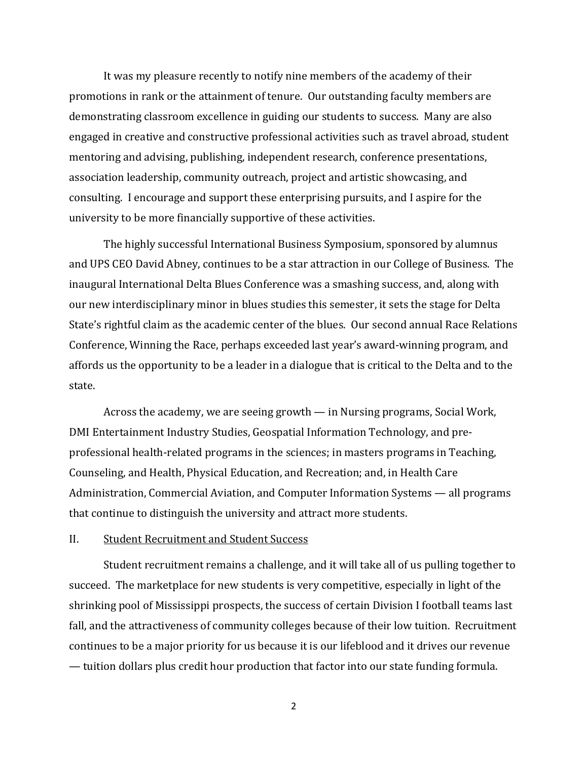It was my pleasure recently to notify nine members of the academy of their promotions in rank or the attainment of tenure. Our outstanding faculty members are demonstrating classroom excellence in guiding our students to success. Many are also engaged in creative and constructive professional activities such as travel abroad, student mentoring and advising, publishing, independent research, conference presentations, association leadership, community outreach, project and artistic showcasing, and consulting. I encourage and support these enterprising pursuits, and I aspire for the university to be more financially supportive of these activities.

The highly successful International Business Symposium, sponsored by alumnus and UPS CEO David Abney, continues to be a star attraction in our College of Business. The inaugural International Delta Blues Conference was a smashing success, and, along with our new interdisciplinary minor in blues studies this semester, it sets the stage for Delta State's rightful claim as the academic center of the blues. Our second annual Race Relations Conference, Winning the Race, perhaps exceeded last year's award-winning program, and affords us the opportunity to be a leader in a dialogue that is critical to the Delta and to the state.

Across the academy, we are seeing growth — in Nursing programs, Social Work, DMI Entertainment Industry Studies, Geospatial Information Technology, and pre-professional health-related programs in the sciences; in masters programs in Teaching, Counseling, and Health, Physical Education, and Recreation; and, in Health Care Administration, Commercial Aviation, and Computer Information Systems — all programs that continue to distinguish the university and attract more students.

## II. <u>Student Recruitment and Student Success</u>

Student recruitment remains a challenge, and it will take all of us pulling together to succeed. The marketplace for new students is very competitive, especially in light of the shrinking pool of Mississippi prospects, the success of certain Division I football teams last fall, and the attractiveness of community colleges because of their low tuition. Recruitment continues to be a major priority for us because it is our lifeblood and it drives our revenue — tuition dollars plus credit hour production that factor into our state funding formula.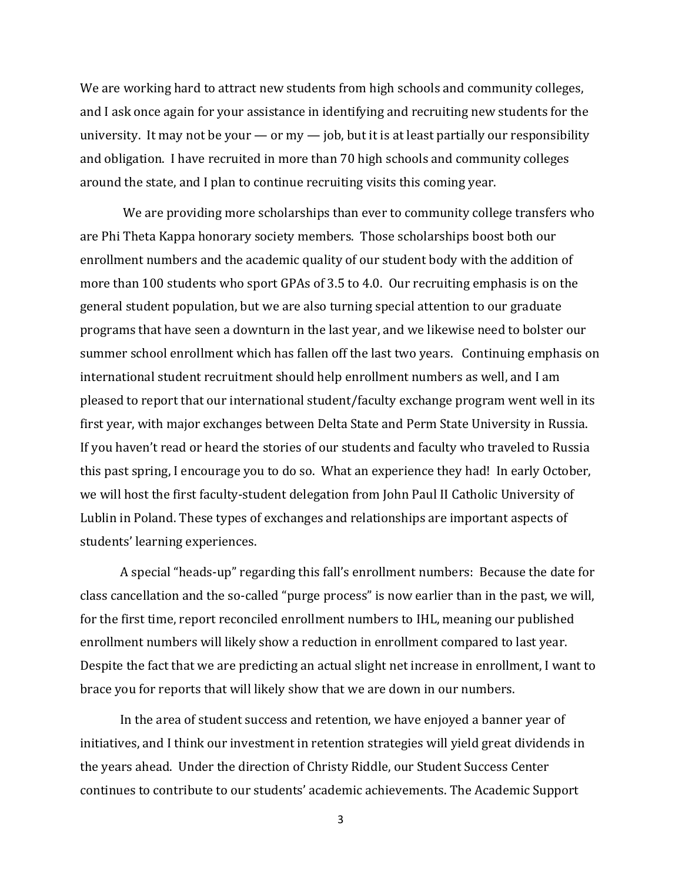We are working hard to attract new students from high schools and community colleges, and I ask once again for your assistance in identifying and recruiting new students for the university. It may not be your — or my — job, but it is at least partially our responsibility and obligation. I have recruited in more than 70 high schools and community colleges around the state, and I plan to continue recruiting visits this coming year.

We are providing more scholarships than ever to community college transfers who are Phi Theta Kappa honorary society members. Those scholarships boost both our enrollment numbers and the academic quality of our student body with the addition of more than 100 students who sport GPAs of 3.5 to 4.0. Our recruiting emphasis is on the general student population, but we are also turning special attention to our graduate programs that have seen a downturn in the last year, and we likewise need to bolster our summer school enrollment which has fallen off the last two years. Continuing emphasis on international student recruitment should help enrollment numbers as well, and I am pleased to report that our international student/faculty exchange program went well in its first year, with major exchanges between Delta State and Perm State University in Russia. If you haven't read or heard the stories of our students and faculty who traveled to Russia this past spring, I encourage you to do so. What an experience they had! In early October, we will host the first faculty-student delegation from John Paul II Catholic University of Lublin in Poland. These types of exchanges and relationships are important aspects of students' learning experiences.

A special "heads-up" regarding this fall's enrollment numbers: Because the date for class cancellation and the so-called "purge process" is now earlier than in the past, we will, for the first time, report reconciled enrollment numbers to IHL, meaning our published enrollment numbers will likely show a reduction in enrollment compared to last year. Despite the fact that we are predicting an actual slight net increase in enrollment, I want to brace you for reports that will likely show that we are down in our numbers.

In the area of student success and retention, we have enjoyed a banner year of initiatives, and I think our investment in retention strategies will yield great dividends in the years ahead. Under the direction of Christy Riddle, our Student Success Center continues to contribute to our students' academic achievements. The Academic Support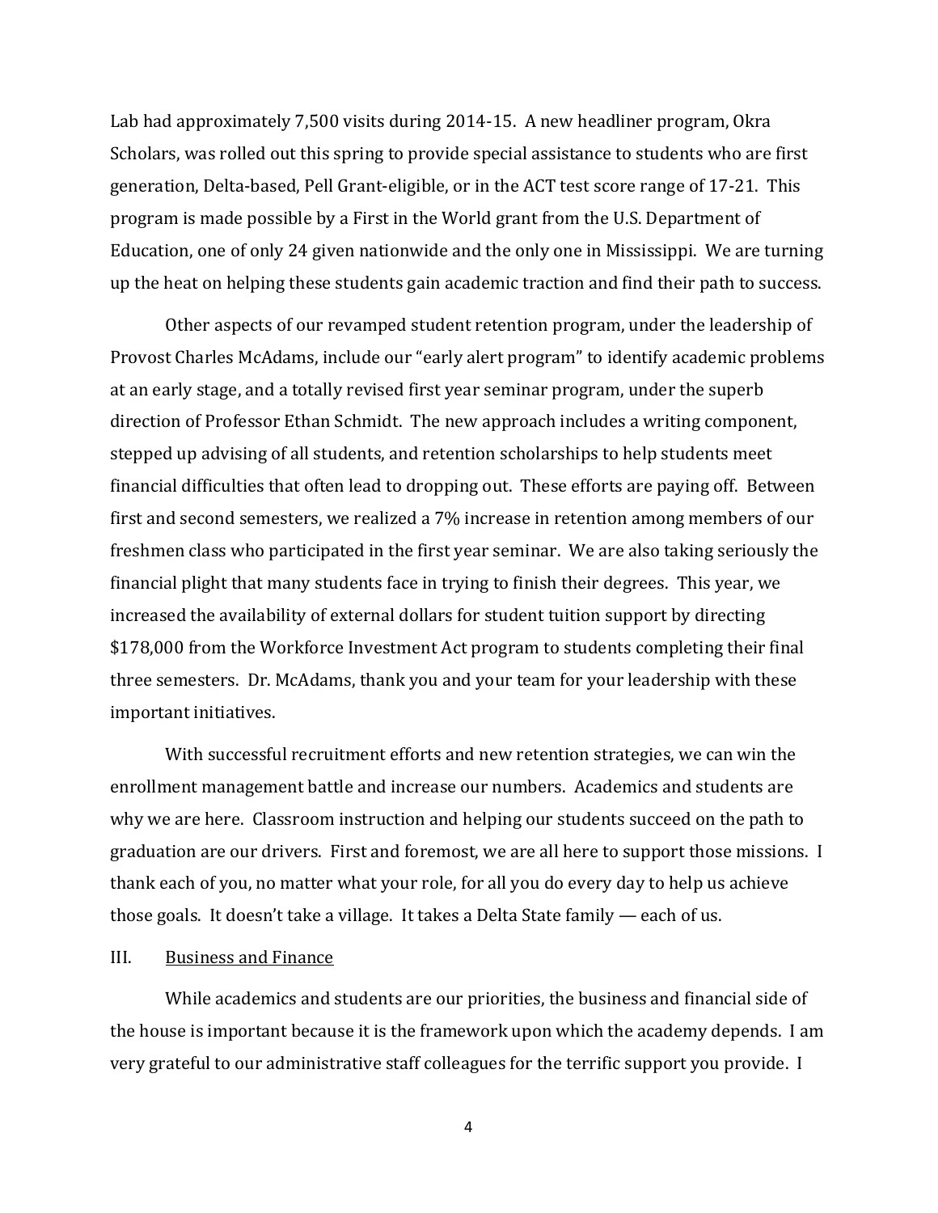Lab had approximately 7,500 visits during 2014-15. A new headliner program, Okra Scholars, was rolled out this spring to provide special assistance to students who are first generation, Delta-based, Pell Grant-eligible, or in the ACT test score range of 17-21. This program is made possible by a First in the World grant from the U.S. Department of Education, one of only 24 given nationwide and the only one in Mississippi. We are turning up the heat on helping these students gain academic traction and find their path to success.

Other aspects of our revamped student retention program, under the leadership of Provost Charles McAdams, include our "early alert program" to identify academic problems at an early stage, and a totally revised first year seminar program, under the superb direction of Professor Ethan Schmidt. The new approach includes a writing component, stepped up advising of all students, and retention scholarships to help students meet financial difficulties that often lead to dropping out. These efforts are paying off. Between first and second semesters, we realized a 7% increase in retention among members of our freshmen class who participated in the first year seminar. We are also taking seriously the financial plight that many students face in trying to finish their degrees. This year, we increased the availability of external dollars for student tuition support by directing $178,000 from the Workforce Investment Act program to students completing their final three semesters. Dr. McAdams, thank you and your team for your leadership with these important initiatives.

With successful recruitment efforts and new retention strategies, we can win the enrollment management battle and increase our numbers. Academics and students are why we are here. Classroom instruction and helping our students succeed on the path to graduation are our drivers. First and foremost, we are all here to support those missions. I thank each of you, no matter what your role, for all you do every day to help us achieve those goals. It doesn't take a village. It takes a Delta State family — each of us.

## III. Business and Finance

While academics and students are our priorities, the business and financial side of the house is important because it is the framework upon which the academy depends. I am very grateful to our administrative staff colleagues for the terrific support you provide. I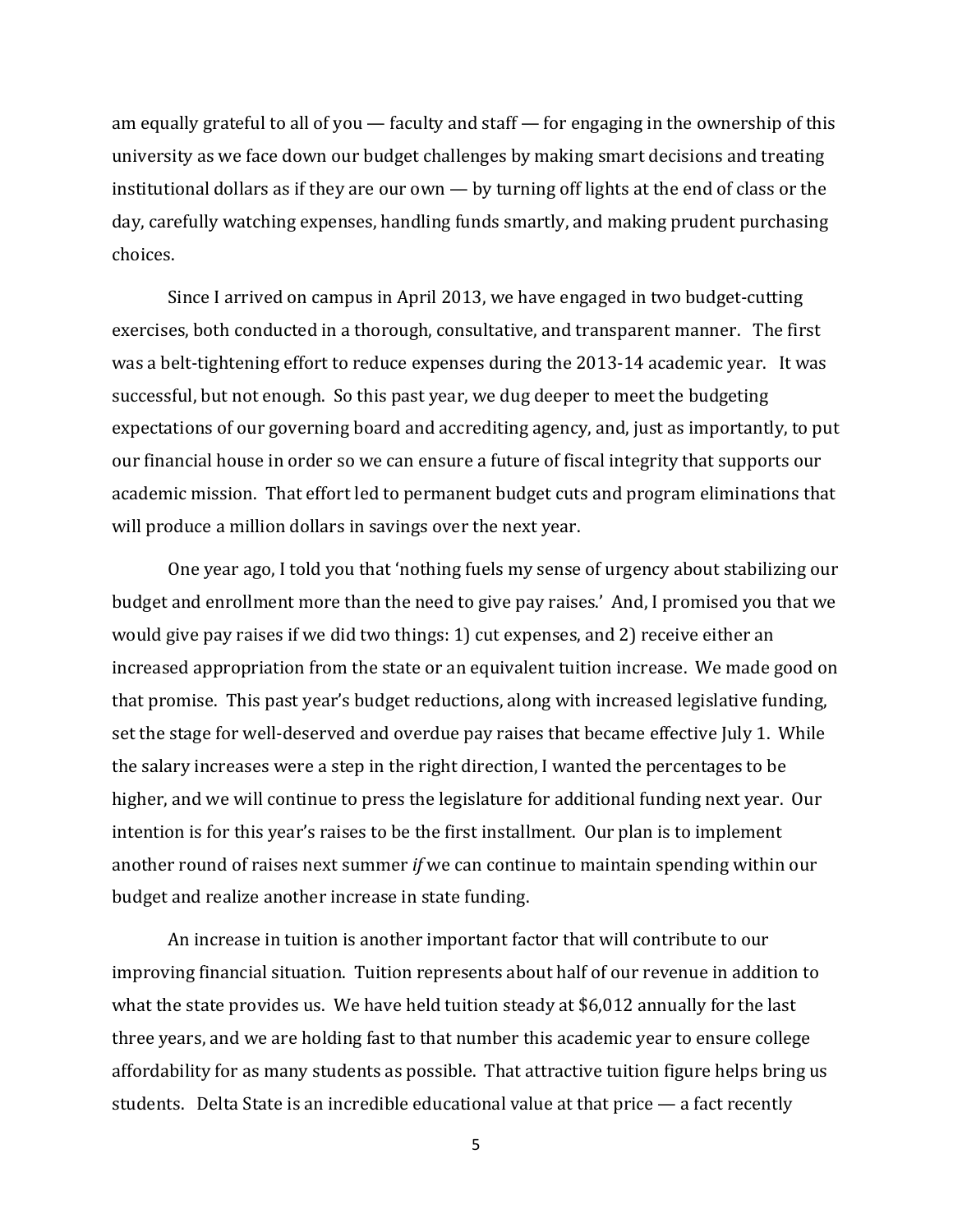am equally grateful to all of you — faculty and staff — for engaging in the ownership of this university as we face down our budget challenges by making smart decisions and treating institutional dollars as if they are our own — by turning off lights at the end of class or the day, carefully watching expenses, handling funds smartly, and making prudent purchasing choices.

Since I arrived on campus in April 2013, we have engaged in two budget-cutting exercises, both conducted in a thorough, consultative, and transparent manner. The first was a belt-tightening effort to reduce expenses during the 2013-14 academic year. It was successful, but not enough. So this past year, we dug deeper to meet the budgeting expectations of our governing board and accrediting agency, and, just as importantly, to put our financial house in order so we can ensure a future of fiscal integrity that supports our academic mission. That effort led to permanent budget cuts and program eliminations that will produce a million dollars in savings over the next year.

One year ago, I told you that 'nothing fuels my sense of urgency about stabilizing our budget and enrollment more than the need to give pay raises.' And, I promised you that we would give pay raises if we did two things: 1) cut expenses, and 2) receive either an increased appropriation from the state or an equivalent tuition increase. We made good on that promise. This past year's budget reductions, along with increased legislative funding, set the stage for well-deserved and overdue pay raises that became effective July 1. While the salary increases were a step in the right direction, I wanted the percentages to be higher, and we will continue to press the legislature for additional funding next year. Our intention is for this year's raises to be the first installment. Our plan is to implement another round of raises next summer *if* we can continue to maintain spending within our budget and realize another increase in state funding.

An increase in tuition is another important factor that will contribute to our improving financial situation. Tuition represents about half of our revenue in addition to what the state provides us. We have held tuition steady at $6,012 annually for the last three years, and we are holding fast to that number this academic year to ensure college affordability for as many students as possible. That attractive tuition figure helps bring us students. Delta State is an incredible educational value at that price — a fact recently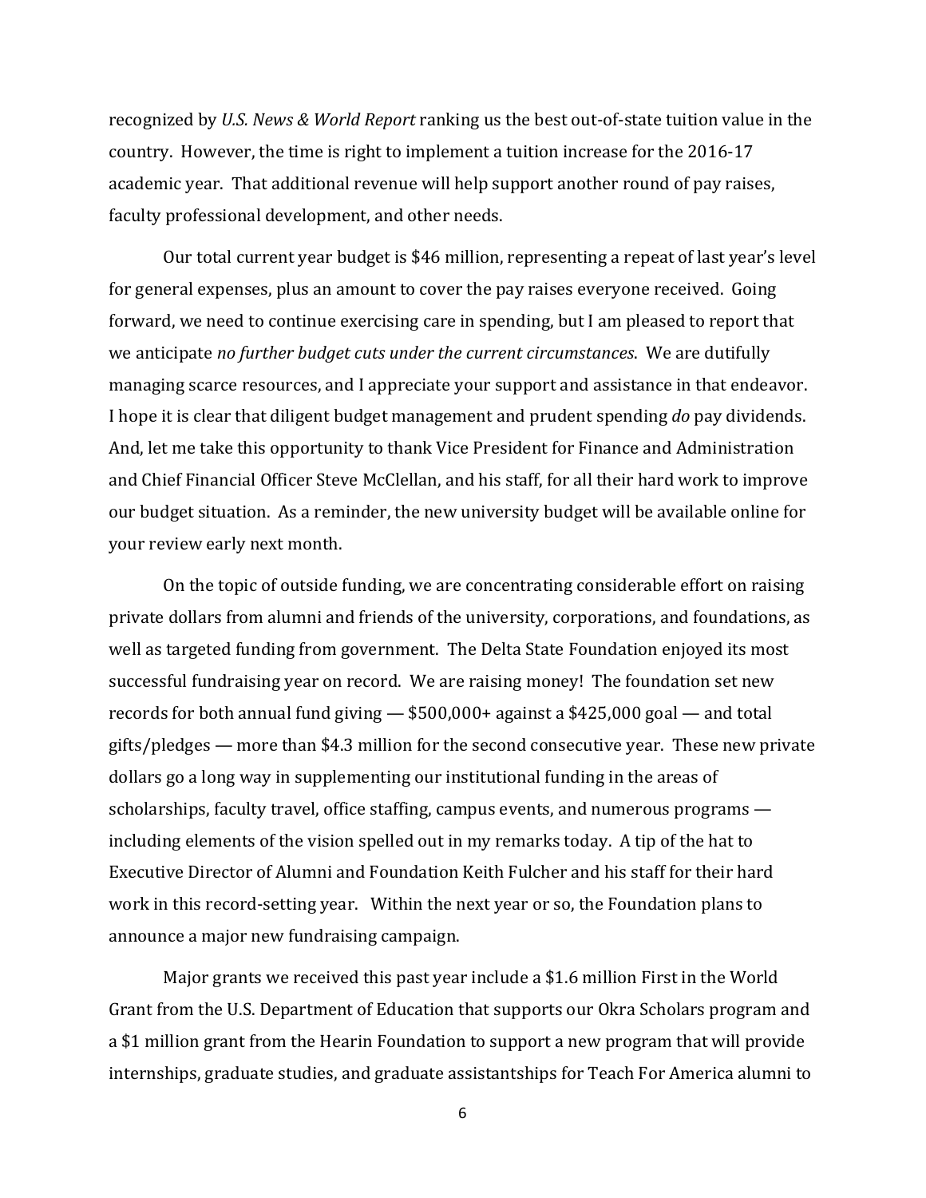recognized by *U.S. News & World Report* ranking us the best out-of-state tuition value in the country. However, the time is right to implement a tuition increase for the 2016-17 academic year. That additional revenue will help support another round of pay raises, faculty professional development, and other needs.

Our total current year budget is $46 million, representing a repeat of last year's level for general expenses, plus an amount to cover the pay raises everyone received. Going forward, we need to continue exercising care in spending, but I am pleased to report that we anticipate *no further budget cuts under the current circumstances*. We are dutifully managing scarce resources, and I appreciate your support and assistance in that endeavor. I hope it is clear that diligent budget management and prudent spending *do* pay dividends. And, let me take this opportunity to thank Vice President for Finance and Administration and Chief Financial Officer Steve McClellan, and his staff, for all their hard work to improve our budget situation. As a reminder, the new university budget will be available online for your review early next month.

On the topic of outside funding, we are concentrating considerable effort on raising private dollars from alumni and friends of the university, corporations, and foundations, as well as targeted funding from government. The Delta State Foundation enjoyed its most successful fundraising year on record. We are raising money! The foundation set new records for both annual fund giving — $500,000+ against a $425,000 goal — and total gifts/pledges — more than $4.3 million for the second consecutive year. These new private dollars go a long way in supplementing our institutional funding in the areas of scholarships, faculty travel, office staffing, campus events, and numerous programs — including elements of the vision spelled out in my remarks today. A tip of the hat to Executive Director of Alumni and Foundation Keith Fulcher and his staff for their hard work in this record-setting year. Within the next year or so, the Foundation plans to announce a major new fundraising campaign.

Major grants we received this past year include a $1.6 million First in the World Grant from the U.S. Department of Education that supports our Okra Scholars program and a $1 million grant from the Hearin Foundation to support a new program that will provide internships, graduate studies, and graduate assistantships for Teach For America alumni to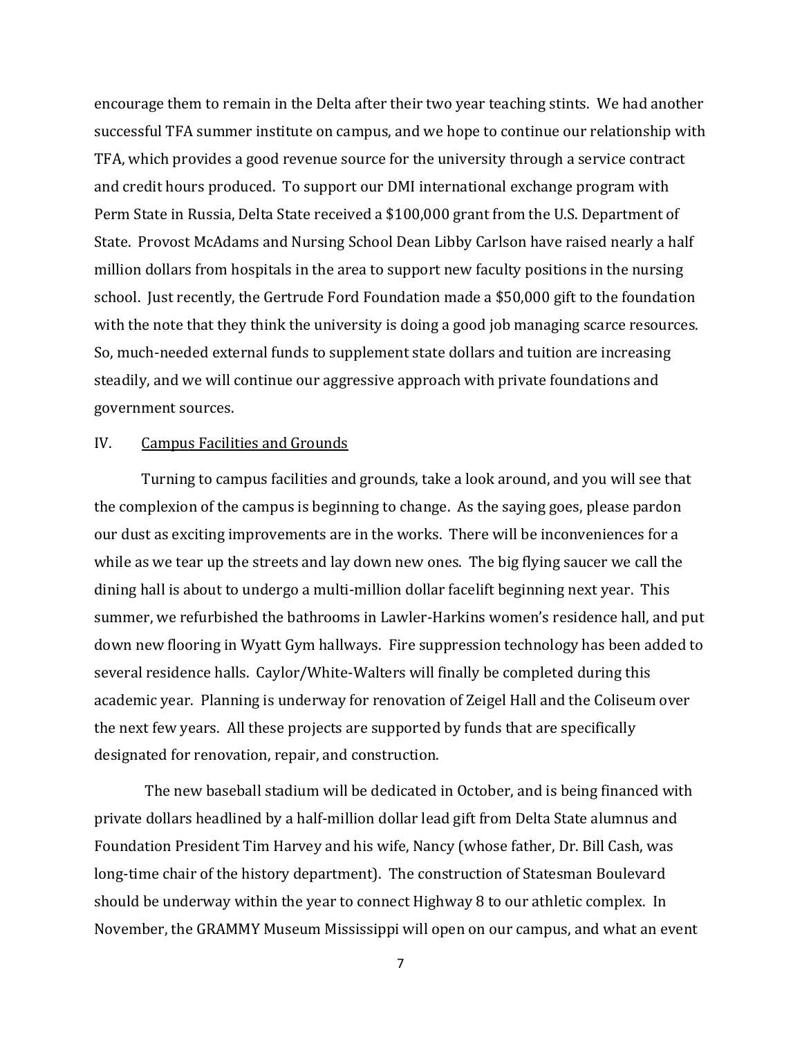encourage them to remain in the Delta after their two year teaching stints. We had another successful TFA summer institute on campus, and we hope to continue our relationship with TFA, which provides a good revenue source for the university through a service contract and credit hours produced. To support our DMI international exchange program with Perm State in Russia, Delta State received a $100,000 grant from the U.S. Department of State. Provost McAdams and Nursing School Dean Libby Carlson have raised nearly a half million dollars from hospitals in the area to support new faculty positions in the nursing school. Just recently, the Gertrude Ford Foundation made a $50,000 gift to the foundation with the note that they think the university is doing a good job managing scarce resources. So, much-needed external funds to supplement state dollars and tuition are increasing steadily, and we will continue our aggressive approach with private foundations and government sources.

## IV. Campus Facilities and Grounds

Turning to campus facilities and grounds, take a look around, and you will see that the complexion of the campus is beginning to change. As the saying goes, please pardon our dust as exciting improvements are in the works. There will be inconveniences for a while as we tear up the streets and lay down new ones. The big flying saucer we call the dining hall is about to undergo a multi-million dollar facelift beginning next year. This summer, we refurbished the bathrooms in Lawler-Harkins women's residence hall, and put down new flooring in Wyatt Gym hallways. Fire suppression technology has been added to several residence halls. Caylor/White-Walters will finally be completed during this academic year. Planning is underway for renovation of Zeigel Hall and the Coliseum over the next few years. All these projects are supported by funds that are specifically designated for renovation, repair, and construction.

The new baseball stadium will be dedicated in October, and is being financed with private dollars headlined by a half-million dollar lead gift from Delta State alumnus and Foundation President Tim Harvey and his wife, Nancy (whose father, Dr. Bill Cash, was long-time chair of the history department). The construction of Statesman Boulevard should be underway within the year to connect Highway 8 to our athletic complex. In November, the GRAMMY Museum Mississippi will open on our campus, and what an event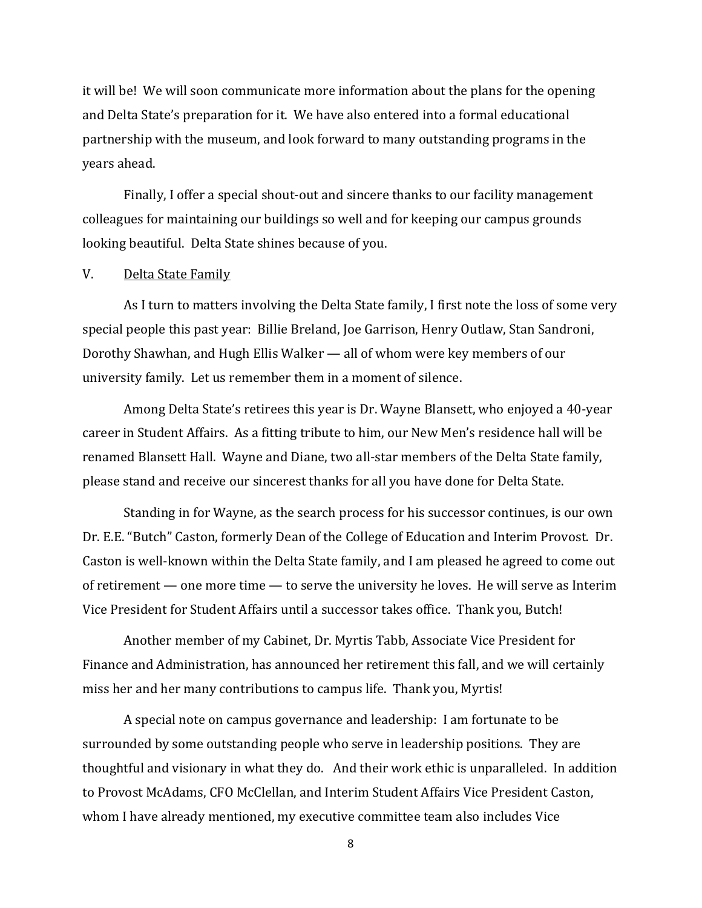it will be! We will soon communicate more information about the plans for the opening and Delta State's preparation for it. We have also entered into a formal educational partnership with the museum, and look forward to many outstanding programs in the years ahead.

Finally, I offer a special shout-out and sincere thanks to our facility management colleagues for maintaining our buildings so well and for keeping our campus grounds looking beautiful. Delta State shines because of you.

## V. <u>Delta State Family</u>

As I turn to matters involving the Delta State family, I first note the loss of some very special people this past year: Billie Breland, Joe Garrison, Henry Outlaw, Stan Sandroni, Dorothy Shawhan, and Hugh Ellis Walker — all of whom were key members of our university family. Let us remember them in a moment of silence.

Among Delta State's retirees this year is Dr. Wayne Blansett, who enjoyed a 40-year career in Student Affairs. As a fitting tribute to him, our New Men's residence hall will be renamed Blansett Hall. Wayne and Diane, two all-star members of the Delta State family, please stand and receive our sincerest thanks for all you have done for Delta State.

Standing in for Wayne, as the search process for his successor continues, is our own Dr. E.E. "Butch" Caston, formerly Dean of the College of Education and Interim Provost. Dr. Caston is well-known within the Delta State family, and I am pleased he agreed to come out of retirement — one more time — to serve the university he loves. He will serve as Interim Vice President for Student Affairs until a successor takes office. Thank you, Butch!

Another member of my Cabinet, Dr. Myrtis Tabb, Associate Vice President for Finance and Administration, has announced her retirement this fall, and we will certainly miss her and her many contributions to campus life. Thank you, Myrtis!

A special note on campus governance and leadership: I am fortunate to be surrounded by some outstanding people who serve in leadership positions. They are thoughtful and visionary in what they do. And their work ethic is unparalleled. In addition to Provost McAdams, CFO McClellan, and Interim Student Affairs Vice President Caston, whom I have already mentioned, my executive committee team also includes Vice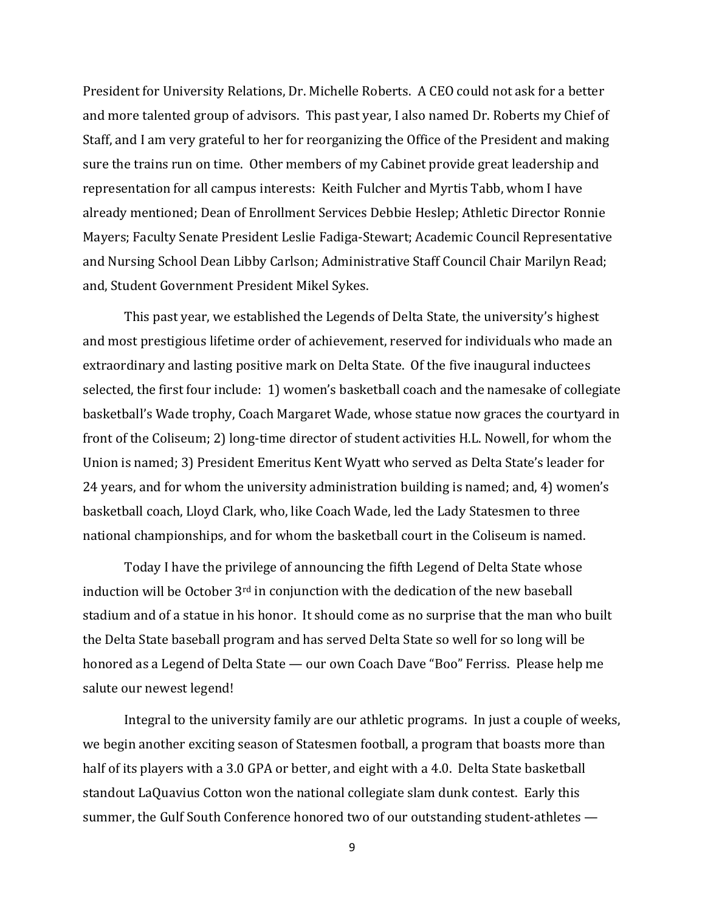President for University Relations, Dr. Michelle Roberts. A CEO could not ask for a better and more talented group of advisors. This past year, I also named Dr. Roberts my Chief of Staff, and I am very grateful to her for reorganizing the Office of the President and making sure the trains run on time. Other members of my Cabinet provide great leadership and representation for all campus interests: Keith Fulcher and Myrtis Tabb, whom I have already mentioned; Dean of Enrollment Services Debbie Heslep; Athletic Director Ronnie Mayers; Faculty Senate President Leslie Fadiga-Stewart; Academic Council Representative and Nursing School Dean Libby Carlson; Administrative Staff Council Chair Marilyn Read; and, Student Government President Mikel Sykes.

This past year, we established the Legends of Delta State, the university's highest and most prestigious lifetime order of achievement, reserved for individuals who made an extraordinary and lasting positive mark on Delta State. Of the five inaugural inductees selected, the first four include: 1) women's basketball coach and the namesake of collegiate basketball's Wade trophy, Coach Margaret Wade, whose statue now graces the courtyard in front of the Coliseum; 2) long-time director of student activities H.L. Nowell, for whom the Union is named; 3) President Emeritus Kent Wyatt who served as Delta State's leader for 24 years, and for whom the university administration building is named; and, 4) women's basketball coach, Lloyd Clark, who, like Coach Wade, led the Lady Statesmen to three national championships, and for whom the basketball court in the Coliseum is named.

Today I have the privilege of announcing the fifth Legend of Delta State whose induction will be October 3rd in conjunction with the dedication of the new baseball stadium and of a statue in his honor. It should come as no surprise that the man who built the Delta State baseball program and has served Delta State so well for so long will be honored as a Legend of Delta State — our own Coach Dave "Boo" Ferriss. Please help me salute our newest legend!

Integral to the university family are our athletic programs. In just a couple of weeks, we begin another exciting season of Statesmen football, a program that boasts more than half of its players with a 3.0 GPA or better, and eight with a 4.0. Delta State basketball standout LaQuavius Cotton won the national collegiate slam dunk contest. Early this summer, the Gulf South Conference honored two of our outstanding student-athletes —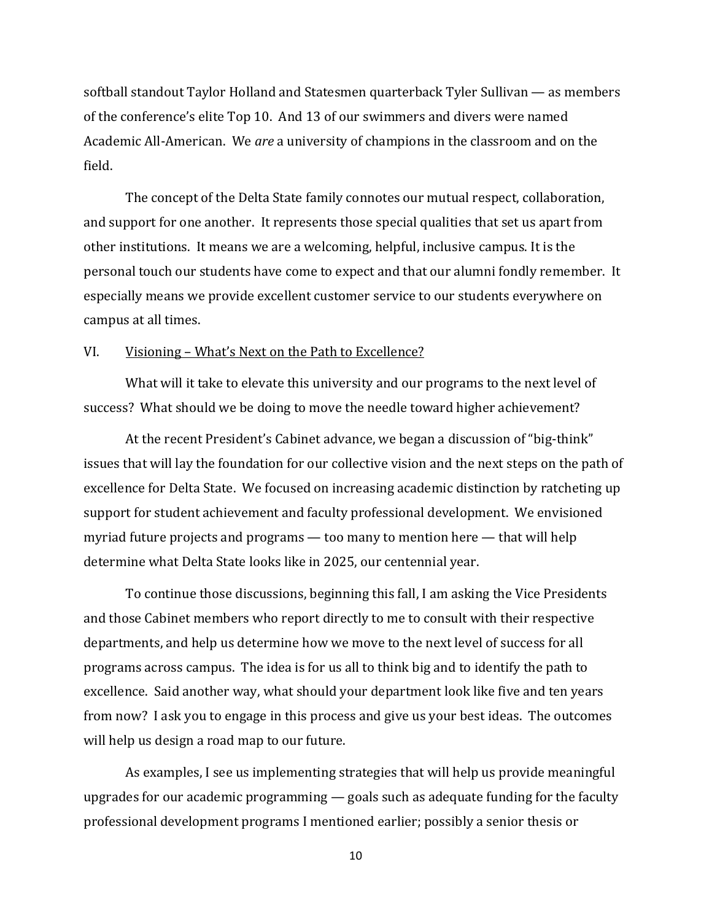softball standout Taylor Holland and Statesmen quarterback Tyler Sullivan — as members of the conference's elite Top 10. And 13 of our swimmers and divers were named Academic All-American. We *are* a university of champions in the classroom and on the field.

The concept of the Delta State family connotes our mutual respect, collaboration, and support for one another. It represents those special qualities that set us apart from other institutions. It means we are a welcoming, helpful, inclusive campus. It is the personal touch our students have come to expect and that our alumni fondly remember. It especially means we provide excellent customer service to our students everywhere on campus at all times.

## VI. <u>Visioning – What's Next on the Path to Excellence?</u>

What will it take to elevate this university and our programs to the next level of success? What should we be doing to move the needle toward higher achievement?

At the recent President's Cabinet advance, we began a discussion of "big-think" issues that will lay the foundation for our collective vision and the next steps on the path of excellence for Delta State. We focused on increasing academic distinction by ratcheting up support for student achievement and faculty professional development. We envisioned myriad future projects and programs — too many to mention here — that will help determine what Delta State looks like in 2025, our centennial year.

To continue those discussions, beginning this fall, I am asking the Vice Presidents and those Cabinet members who report directly to me to consult with their respective departments, and help us determine how we move to the next level of success for all programs across campus. The idea is for us all to think big and to identify the path to excellence. Said another way, what should your department look like five and ten years from now? I ask you to engage in this process and give us your best ideas. The outcomes will help us design a road map to our future.

As examples, I see us implementing strategies that will help us provide meaningful upgrades for our academic programming — goals such as adequate funding for the faculty professional development programs I mentioned earlier; possibly a senior thesis or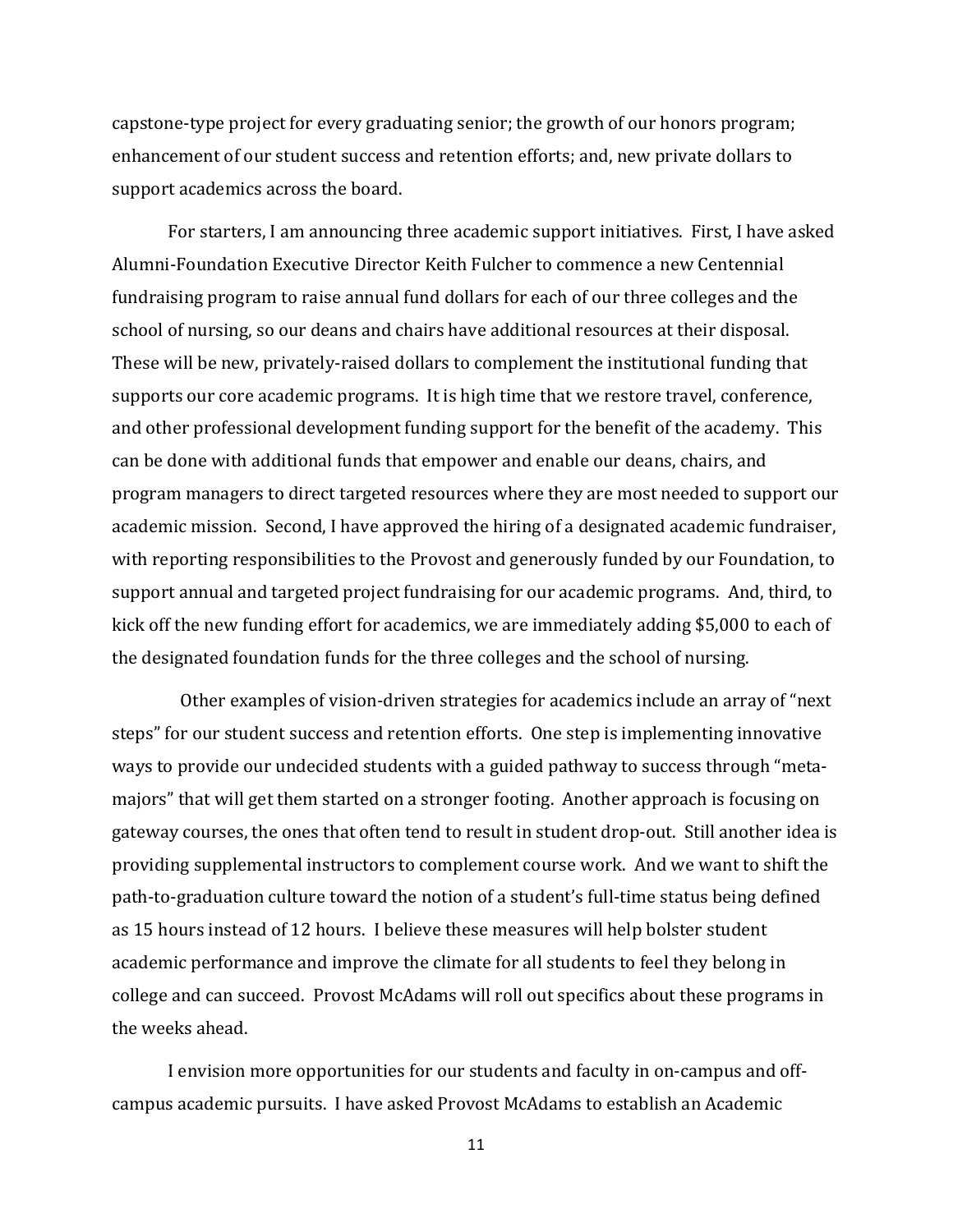capstone-type project for every graduating senior; the growth of our honors program; enhancement of our student success and retention efforts; and, new private dollars to support academics across the board.

For starters, I am announcing three academic support initiatives. First, I have asked Alumni-Foundation Executive Director Keith Fulcher to commence a new Centennial fundraising program to raise annual fund dollars for each of our three colleges and the school of nursing, so our deans and chairs have additional resources at their disposal. These will be new, privately-raised dollars to complement the institutional funding that supports our core academic programs. It is high time that we restore travel, conference, and other professional development funding support for the benefit of the academy. This can be done with additional funds that empower and enable our deans, chairs, and program managers to direct targeted resources where they are most needed to support our academic mission. Second, I have approved the hiring of a designated academic fundraiser, with reporting responsibilities to the Provost and generously funded by our Foundation, to support annual and targeted project fundraising for our academic programs. And, third, to kick off the new funding effort for academics, we are immediately adding $5,000 to each of the designated foundation funds for the three colleges and the school of nursing.

Other examples of vision-driven strategies for academics include an array of "next steps" for our student success and retention efforts. One step is implementing innovative ways to provide our undecided students with a guided pathway to success through "meta-majors" that will get them started on a stronger footing. Another approach is focusing on gateway courses, the ones that often tend to result in student drop-out. Still another idea is providing supplemental instructors to complement course work. And we want to shift the path-to-graduation culture toward the notion of a student's full-time status being defined as 15 hours instead of 12 hours. I believe these measures will help bolster student academic performance and improve the climate for all students to feel they belong in college and can succeed. Provost McAdams will roll out specifics about these programs in the weeks ahead.

I envision more opportunities for our students and faculty in on-campus and off-campus academic pursuits. I have asked Provost McAdams to establish an Academic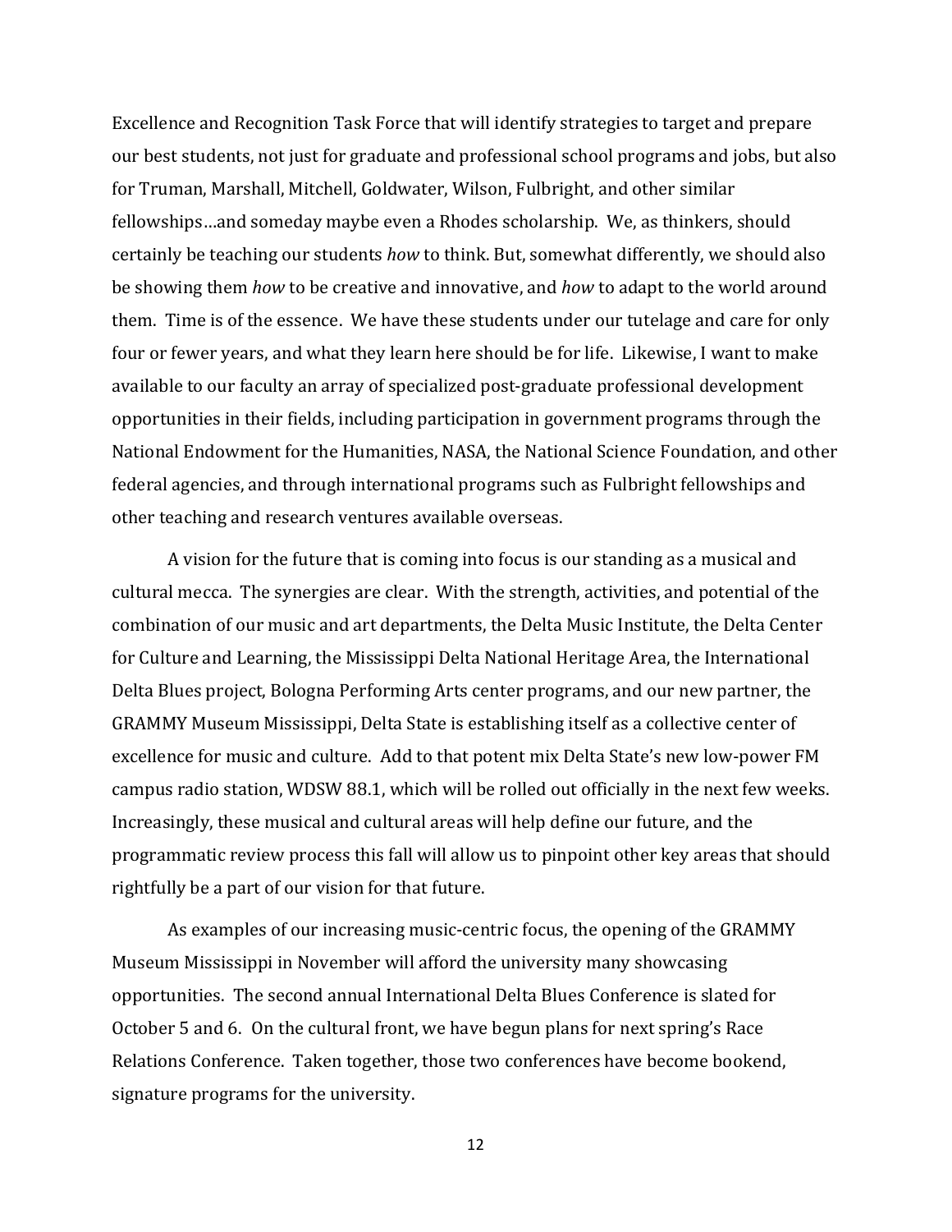Excellence and Recognition Task Force that will identify strategies to target and prepare our best students, not just for graduate and professional school programs and jobs, but also for Truman, Marshall, Mitchell, Goldwater, Wilson, Fulbright, and other similar fellowships…and someday maybe even a Rhodes scholarship. We, as thinkers, should certainly be teaching our students *how* to think. But, somewhat differently, we should also be showing them *how* to be creative and innovative, and *how* to adapt to the world around them. Time is of the essence. We have these students under our tutelage and care for only four or fewer years, and what they learn here should be for life. Likewise, I want to make available to our faculty an array of specialized post-graduate professional development opportunities in their fields, including participation in government programs through the National Endowment for the Humanities, NASA, the National Science Foundation, and other federal agencies, and through international programs such as Fulbright fellowships and other teaching and research ventures available overseas.

A vision for the future that is coming into focus is our standing as a musical and cultural mecca. The synergies are clear. With the strength, activities, and potential of the combination of our music and art departments, the Delta Music Institute, the Delta Center for Culture and Learning, the Mississippi Delta National Heritage Area, the International Delta Blues project, Bologna Performing Arts center programs, and our new partner, the GRAMMY Museum Mississippi, Delta State is establishing itself as a collective center of excellence for music and culture. Add to that potent mix Delta State's new low-power FM campus radio station, WDSW 88.1, which will be rolled out officially in the next few weeks. Increasingly, these musical and cultural areas will help define our future, and the programmatic review process this fall will allow us to pinpoint other key areas that should rightfully be a part of our vision for that future.

As examples of our increasing music-centric focus, the opening of the GRAMMY Museum Mississippi in November will afford the university many showcasing opportunities. The second annual International Delta Blues Conference is slated for October 5 and 6. On the cultural front, we have begun plans for next spring's Race Relations Conference. Taken together, those two conferences have become bookend, signature programs for the university.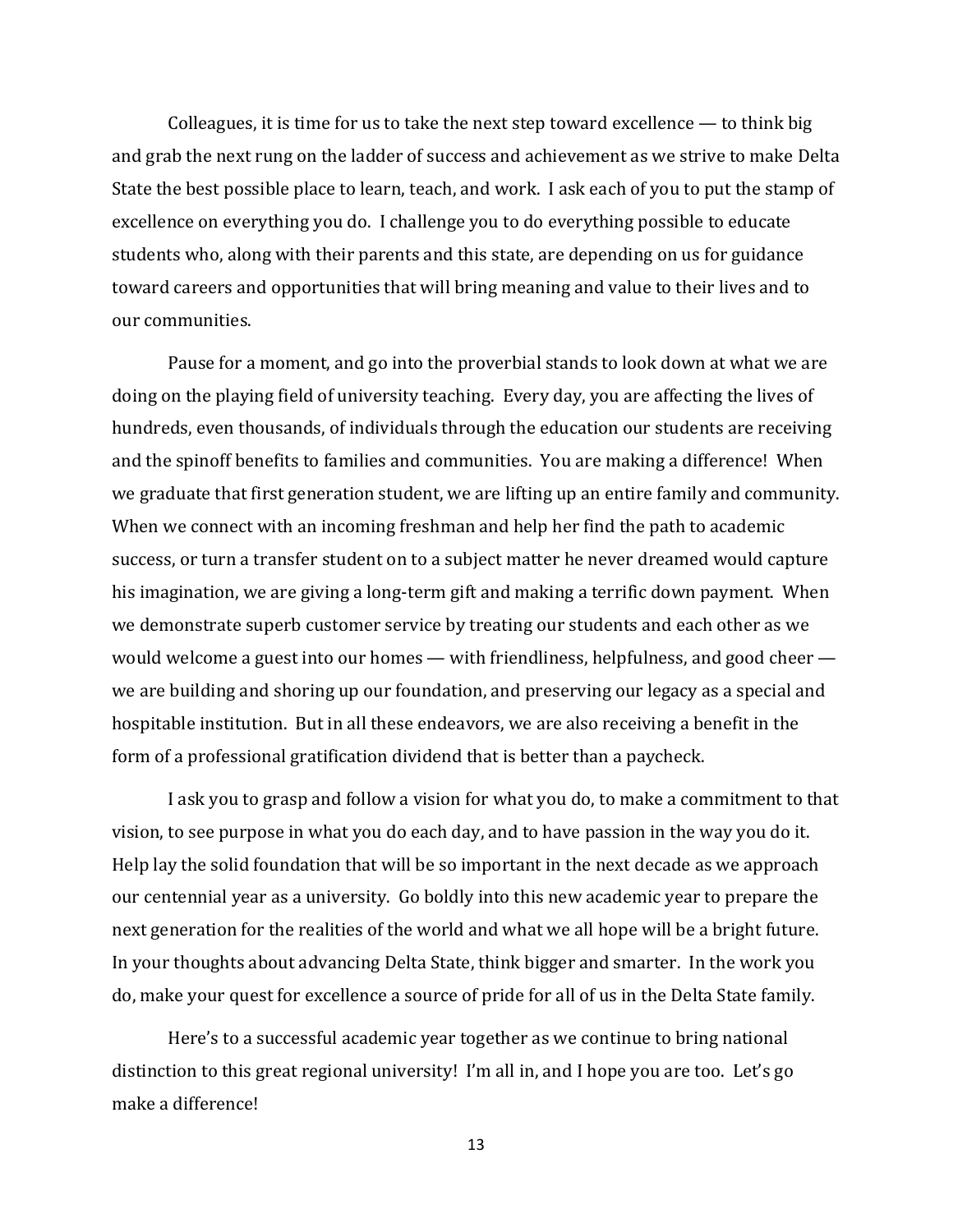Colleagues, it is time for us to take the next step toward excellence — to think big and grab the next rung on the ladder of success and achievement as we strive to make Delta State the best possible place to learn, teach, and work. I ask each of you to put the stamp of excellence on everything you do. I challenge you to do everything possible to educate students who, along with their parents and this state, are depending on us for guidance toward careers and opportunities that will bring meaning and value to their lives and to our communities.

Pause for a moment, and go into the proverbial stands to look down at what we are doing on the playing field of university teaching. Every day, you are affecting the lives of hundreds, even thousands, of individuals through the education our students are receiving and the spinoff benefits to families and communities. You are making a difference! When we graduate that first generation student, we are lifting up an entire family and community. When we connect with an incoming freshman and help her find the path to academic success, or turn a transfer student on to a subject matter he never dreamed would capture his imagination, we are giving a long-term gift and making a terrific down payment. When we demonstrate superb customer service by treating our students and each other as we would welcome a guest into our homes — with friendliness, helpfulness, and good cheer — we are building and shoring up our foundation, and preserving our legacy as a special and hospitable institution. But in all these endeavors, we are also receiving a benefit in the form of a professional gratification dividend that is better than a paycheck.

I ask you to grasp and follow a vision for what you do, to make a commitment to that vision, to see purpose in what you do each day, and to have passion in the way you do it. Help lay the solid foundation that will be so important in the next decade as we approach our centennial year as a university. Go boldly into this new academic year to prepare the next generation for the realities of the world and what we all hope will be a bright future. In your thoughts about advancing Delta State, think bigger and smarter. In the work you do, make your quest for excellence a source of pride for all of us in the Delta State family.

Here's to a successful academic year together as we continue to bring national distinction to this great regional university! I'm all in, and I hope you are too. Let's go make a difference!